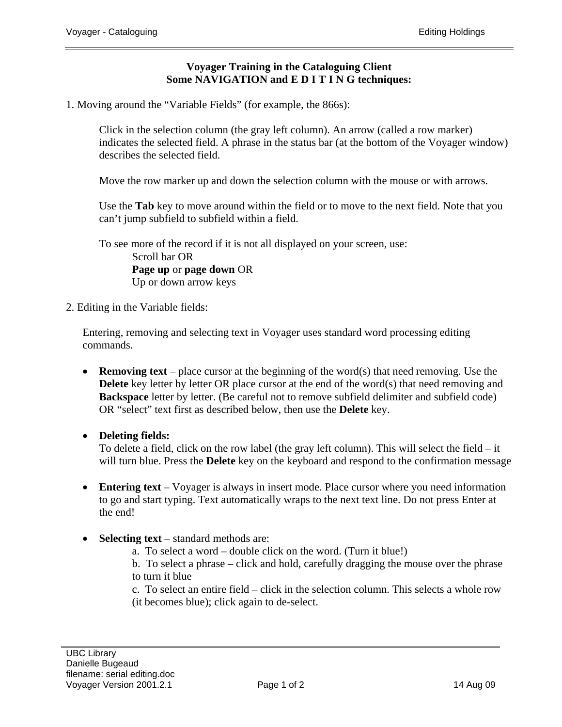# Voyager Training in the Cataloguing Client
## Some NAVIGATION and E D I T I N G techniques:

1. Moving around the "Variable Fields" (for example, the 866s):

   Click in the selection column (the gray left column). An arrow (called a row marker) indicates the selected field. A phrase in the status bar (at the bottom of the Voyager window) describes the selected field.

   Move the row marker up and down the selection column with the mouse or with arrows.

   Use the **Tab** key to move around within the field or to move to the next field. Note that you can't jump subfield to subfield within a field.

   To see more of the record if it is not all displayed on your screen, use:
   - Scroll bar OR
   - **Page up** or **page down** OR
   - Up or down arrow keys

2. Editing in the Variable fields:

   Entering, removing and selecting text in Voyager uses standard word processing editing commands.

   - **Removing text** – place cursor at the beginning of the word(s) that need removing. Use the **Delete** key letter by letter OR place cursor at the end of the word(s) that need removing and **Backspace** letter by letter. (Be careful not to remove subfield delimiter and subfield code) OR "select" text first as described below, then use the **Delete** key.

   - **Deleting fields:**
     To delete a field, click on the row label (the gray left column). This will select the field – it will turn blue. Press the **Delete** key on the keyboard and respond to the confirmation message

   - **Entering text** – Voyager is always in insert mode. Place cursor where you need information to go and start typing. Text automatically wraps to the next text line. Do not press Enter at the end!

   - **Selecting text** – standard methods are:
     a. To select a word – double click on the word. (Turn it blue!)
     b. To select a phrase – click and hold, carefully dragging the mouse over the phrase to turn it blue
     c. To select an entire field – click in the selection column. This selects a whole row (it becomes blue); click again to de-select.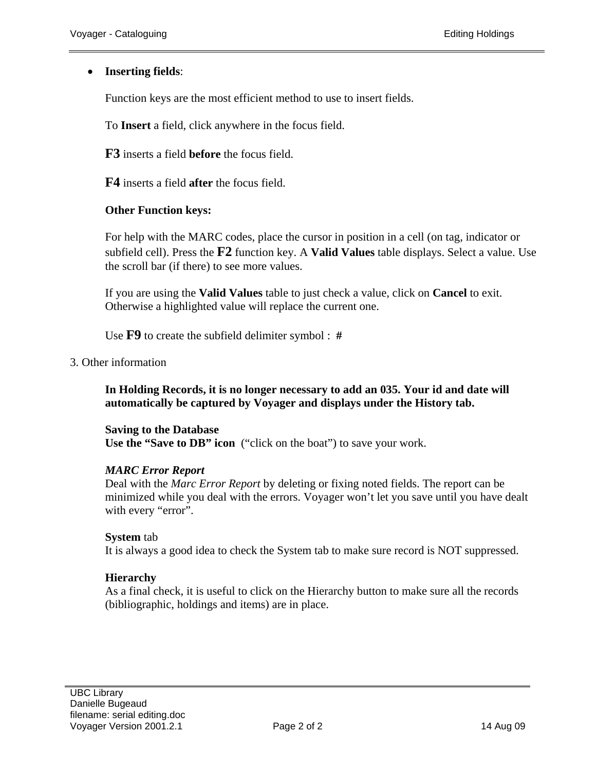- **Inserting fields**:

  Function keys are the most efficient method to use to insert fields.

  To **Insert** a field, click anywhere in the focus field.

  **F3** inserts a field **before** the focus field.

  **F4** inserts a field **after** the focus field.

  **Other Function keys:**

  For help with the MARC codes, place the cursor in position in a cell (on tag, indicator or subfield cell). Press the **F2** function key. A **Valid Values** table displays. Select a value. Use the scroll bar (if there) to see more values.

  If you are using the **Valid Values** table to just check a value, click on **Cancel** to exit. Otherwise a highlighted value will replace the current one.

  Use **F9** to create the subfield delimiter symbol : **#**

3. Other information

**In Holding Records, it is no longer necessary to add an 035. Your id and date will automatically be captured by Voyager and displays under the History tab.**

**Saving to the Database**
**Use the "Save to DB" icon** ("click on the boat") to save your work.

***MARC Error Report***
Deal with the *Marc Error Report* by deleting or fixing noted fields. The report can be minimized while you deal with the errors. Voyager won't let you save until you have dealt with every "error".

**System** tab
It is always a good idea to check the System tab to make sure record is NOT suppressed.

**Hierarchy**
As a final check, it is useful to click on the Hierarchy button to make sure all the records (bibliographic, holdings and items) are in place.